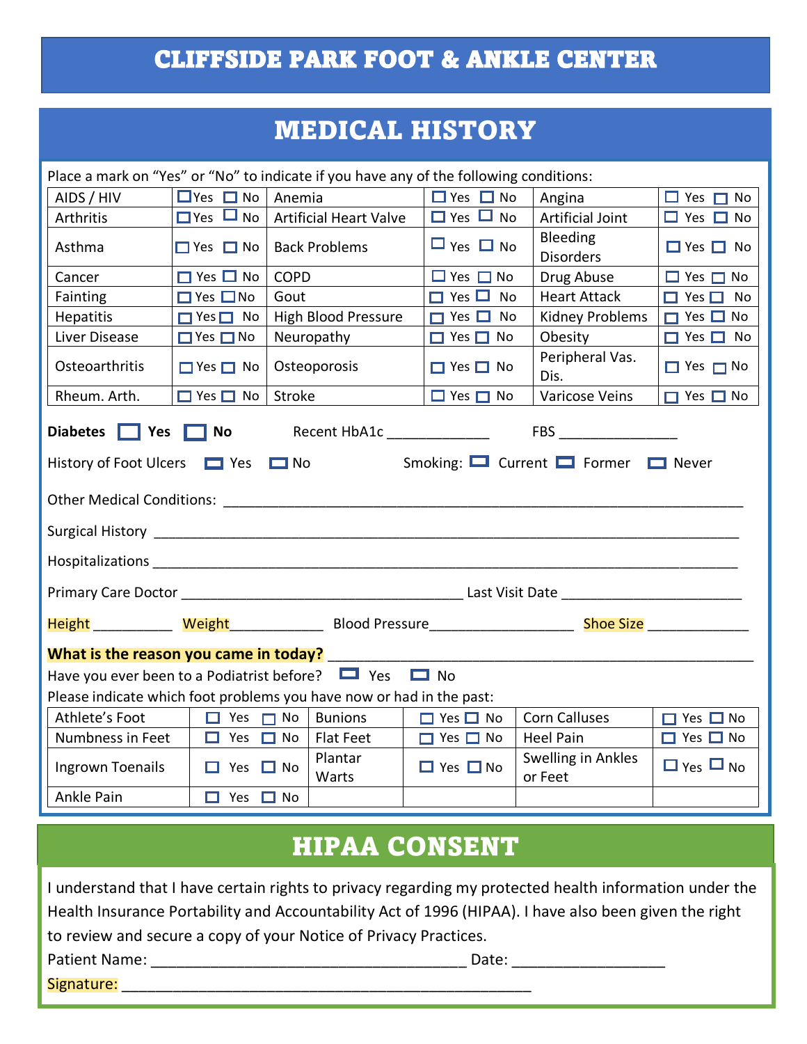# CLIFFSIDE PARK FOOT & ANKLE CENTER

## MEDICAL HISTORY

Place a mark on "Yes" or "No" to indicate if you have any of the following conditions:

| Condition | | Condition | | Condition | |
|---|---|---|---|---|---|
| AIDS / HIV | ☐ Yes ☐ No | Anemia | ☐ Yes ☐ No | Angina | ☐ Yes ☐ No |
| Arthritis | ☐ Yes ☐ No | Artificial Heart Valve | ☐ Yes ☐ No | Artificial Joint | ☐ Yes ☐ No |
| Asthma | ☐ Yes ☐ No | Back Problems | ☐ Yes ☐ No | Bleeding Disorders | ☐ Yes ☐ No |
| Cancer | ☐ Yes ☐ No | COPD | ☐ Yes ☐ No | Drug Abuse | ☐ Yes ☐ No |
| Fainting | ☐ Yes ☐ No | Gout | ☐ Yes ☐ No | Heart Attack | ☐ Yes ☐ No |
| Hepatitis | ☐ Yes ☐ No | High Blood Pressure | ☐ Yes ☐ No | Kidney Problems | ☐ Yes ☐ No |
| Liver Disease | ☐ Yes ☐ No | Neuropathy | ☐ Yes ☐ No | Obesity | ☐ Yes ☐ No |
| Osteoarthritis | ☐ Yes ☐ No | Osteoporosis | ☐ Yes ☐ No | Peripheral Vas. Dis. | ☐ Yes ☐ No |
| Rheum. Arth. | ☐ Yes ☐ No | Stroke | ☐ Yes ☐ No | Varicose Veins | ☐ Yes ☐ No |

**Diabetes** ☐ **Yes** ☐ **No** Recent HbA1c _____________ FBS _______________

History of Foot Ulcers ☐ Yes ☐ No Smoking: ☐ Current ☐ Former ☐ Never

Other Medical Conditions: ___________________________________________________________________

Surgical History ___________________________________________________________________________

Hospitalizations ___________________________________________________________________________

Primary Care Doctor _____________________________________ Last Visit Date _______________________

Height __________ Weight____________ Blood Pressure__________________ Shoe Size _____________

**What is the reason you came in today?** _______________________________________________________

Have you ever been to a Podiatrist before? ☐ Yes ☐ No

Please indicate which foot problems you have now or had in the past:

| Problem | | Problem | | Problem | |
|---|---|---|---|---|---|
| Athlete's Foot | ☐ Yes ☐ No | Bunions | ☐ Yes ☐ No | Corn Calluses | ☐ Yes ☐ No |
| Numbness in Feet | ☐ Yes ☐ No | Flat Feet | ☐ Yes ☐ No | Heel Pain | ☐ Yes ☐ No |
| Ingrown Toenails | ☐ Yes ☐ No | Plantar Warts | ☐ Yes ☐ No | Swelling in Ankles or Feet | ☐ Yes ☐ No |
| Ankle Pain | ☐ Yes ☐ No | | | | |

## HIPAA CONSENT

I understand that I have certain rights to privacy regarding my protected health information under the Health Insurance Portability and Accountability Act of 1996 (HIPAA). I have also been given the right to review and secure a copy of your Notice of Privacy Practices.

Patient Name: _____________________________________ Date: _________________

Signature: ________________________________________________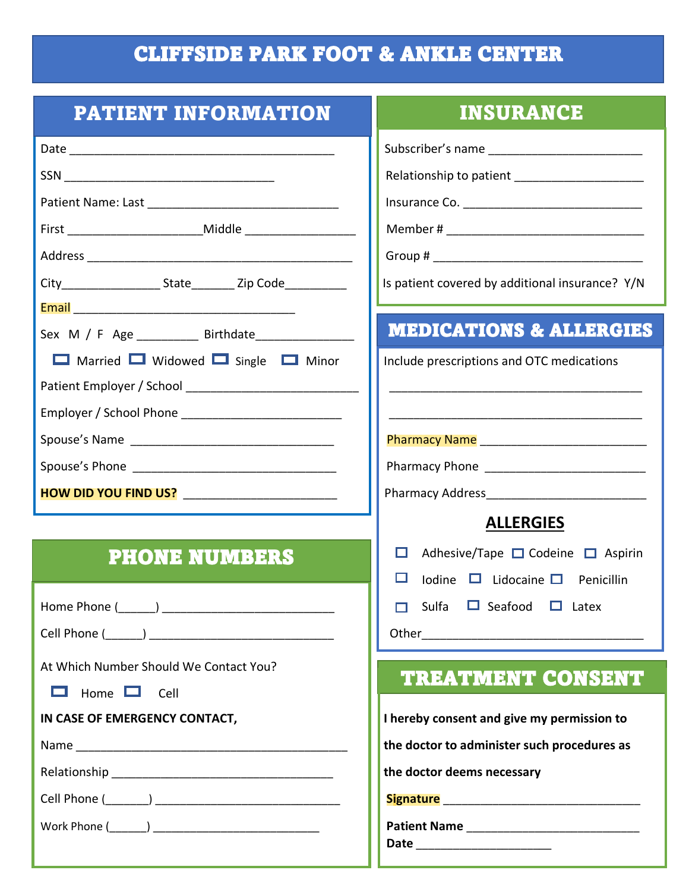# CLIFFSIDE PARK FOOT & ANKLE CENTER

## PATIENT INFORMATION

Date ________________________________________

SSN ______________________________

Patient Name: Last ____________________________

First ____________________Middle ________________

Address ________________________________________

City______________ State______ Zip Code_________

Email ________________________________

Sex M / F Age _________ Birthdate______________

☐ Married ☐ Widowed ☐ Single ☐ Minor

Patient Employer / School ________________________

Employer / School Phone ________________________

Spouse's Name ______________________________

Spouse's Phone ______________________________

**HOW DID YOU FIND US?** _______________________

## PHONE NUMBERS

Home Phone (______) __________________________

Cell Phone (______) ____________________________

At Which Number Should We Contact You?

☐ Home ☐ Cell

**IN CASE OF EMERGENCY CONTACT,**

Name __________________________________________

Relationship __________________________________

Cell Phone (_______) ____________________________

Work Phone (______) __________________________

## INSURANCE

Subscriber's name _______________________

Relationship to patient ___________________

Insurance Co. __________________________

Member # _____________________________

Group # _______________________________

Is patient covered by additional insurance? Y/N

## MEDICATIONS & ALLERGIES

Include prescriptions and OTC medications

______________________________________

______________________________________

Pharmacy Name _______________________

Pharmacy Phone ______________________

Pharmacy Address______________________

### ALLERGIES

☐ Adhesive/Tape ☐ Codeine ☐ Aspirin

☐ Iodine ☐ Lidocaine ☐ Penicillin

☐ Sulfa ☐ Seafood ☐ Latex

Other________________________________

## TREATMENT CONSENT

**I hereby consent and give my permission to the doctor to administer such procedures as the doctor deems necessary**

**Signature** ____________________________

**Patient Name** __________________________

**Date** ____________________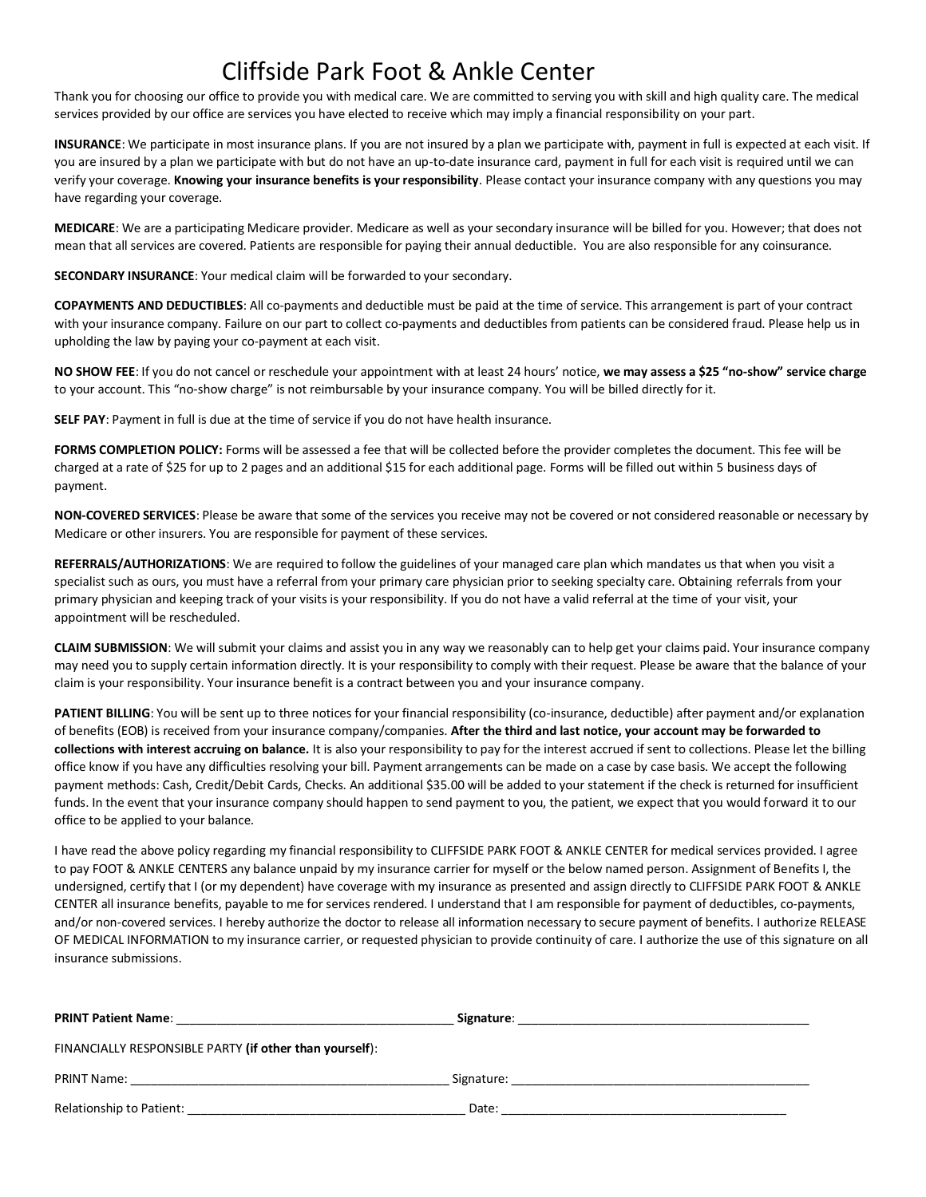# Cliffside Park Foot & Ankle Center

Thank you for choosing our office to provide you with medical care. We are committed to serving you with skill and high quality care. The medical services provided by our office are services you have elected to receive which may imply a financial responsibility on your part.

**INSURANCE**: We participate in most insurance plans. If you are not insured by a plan we participate with, payment in full is expected at each visit. If you are insured by a plan we participate with but do not have an up-to-date insurance card, payment in full for each visit is required until we can verify your coverage. **Knowing your insurance benefits is your responsibility**. Please contact your insurance company with any questions you may have regarding your coverage.

**MEDICARE**: We are a participating Medicare provider. Medicare as well as your secondary insurance will be billed for you. However; that does not mean that all services are covered. Patients are responsible for paying their annual deductible. You are also responsible for any coinsurance.

**SECONDARY INSURANCE**: Your medical claim will be forwarded to your secondary.

**COPAYMENTS AND DEDUCTIBLES**: All co-payments and deductible must be paid at the time of service. This arrangement is part of your contract with your insurance company. Failure on our part to collect co-payments and deductibles from patients can be considered fraud. Please help us in upholding the law by paying your co-payment at each visit.

**NO SHOW FEE**: If you do not cancel or reschedule your appointment with at least 24 hours' notice, **we may assess a $25 "no-show" service charge** to your account. This "no-show charge" is not reimbursable by your insurance company. You will be billed directly for it.

**SELF PAY**: Payment in full is due at the time of service if you do not have health insurance.

**FORMS COMPLETION POLICY:** Forms will be assessed a fee that will be collected before the provider completes the document. This fee will be charged at a rate of $25 for up to 2 pages and an additional $15 for each additional page. Forms will be filled out within 5 business days of payment.

**NON-COVERED SERVICES**: Please be aware that some of the services you receive may not be covered or not considered reasonable or necessary by Medicare or other insurers. You are responsible for payment of these services.

**REFERRALS/AUTHORIZATIONS**: We are required to follow the guidelines of your managed care plan which mandates us that when you visit a specialist such as ours, you must have a referral from your primary care physician prior to seeking specialty care. Obtaining referrals from your primary physician and keeping track of your visits is your responsibility. If you do not have a valid referral at the time of your visit, your appointment will be rescheduled.

**CLAIM SUBMISSION**: We will submit your claims and assist you in any way we reasonably can to help get your claims paid. Your insurance company may need you to supply certain information directly. It is your responsibility to comply with their request. Please be aware that the balance of your claim is your responsibility. Your insurance benefit is a contract between you and your insurance company.

**PATIENT BILLING**: You will be sent up to three notices for your financial responsibility (co-insurance, deductible) after payment and/or explanation of benefits (EOB) is received from your insurance company/companies. **After the third and last notice, your account may be forwarded to collections with interest accruing on balance.** It is also your responsibility to pay for the interest accrued if sent to collections. Please let the billing office know if you have any difficulties resolving your bill. Payment arrangements can be made on a case by case basis. We accept the following payment methods: Cash, Credit/Debit Cards, Checks. An additional $35.00 will be added to your statement if the check is returned for insufficient funds. In the event that your insurance company should happen to send payment to you, the patient, we expect that you would forward it to our office to be applied to your balance.

I have read the above policy regarding my financial responsibility to CLIFFSIDE PARK FOOT & ANKLE CENTER for medical services provided. I agree to pay FOOT & ANKLE CENTERS any balance unpaid by my insurance carrier for myself or the below named person. Assignment of Benefits I, the undersigned, certify that I (or my dependent) have coverage with my insurance as presented and assign directly to CLIFFSIDE PARK FOOT & ANKLE CENTER all insurance benefits, payable to me for services rendered. I understand that I am responsible for payment of deductibles, co-payments, and/or non-covered services. I hereby authorize the doctor to release all information necessary to secure payment of benefits. I authorize RELEASE OF MEDICAL INFORMATION to my insurance carrier, or requested physician to provide continuity of care. I authorize the use of this signature on all insurance submissions.

**PRINT Patient Name**: ________________________________________ **Signature**: ____________________________________________

FINANCIALLY RESPONSIBLE PARTY **(if other than yourself)**:

PRINT Name: ________________________________________________ Signature: _____________________________________________

Relationship to Patient: __________________________________________ Date: ___________________________________________